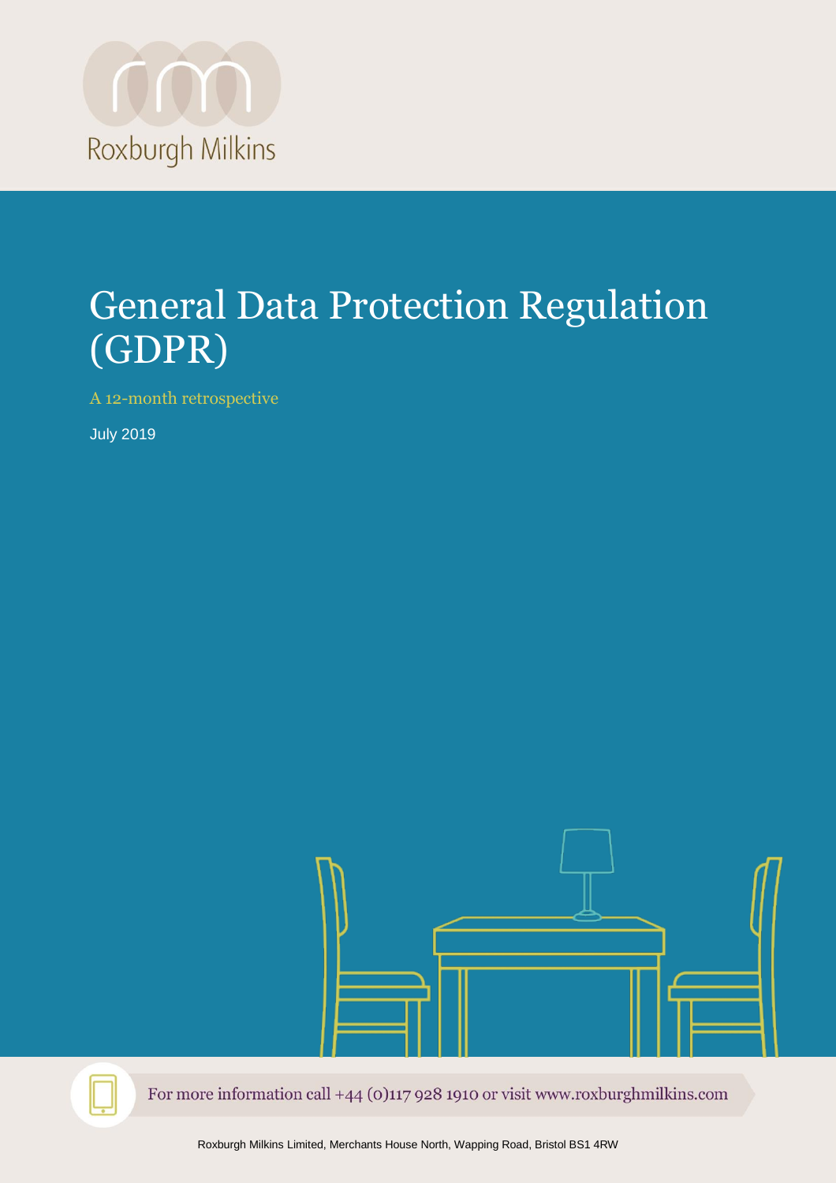Roxburgh Milkins

# General Data Protection Regulation (GDPR)

A 12-month retrospective

July 2019

For more information call +44 (0)117 928 1910 or visit www.roxburghmilkins.com

Roxburgh Milkins Limited, Merchants House North, Wapping Road, Bristol BS1 4RW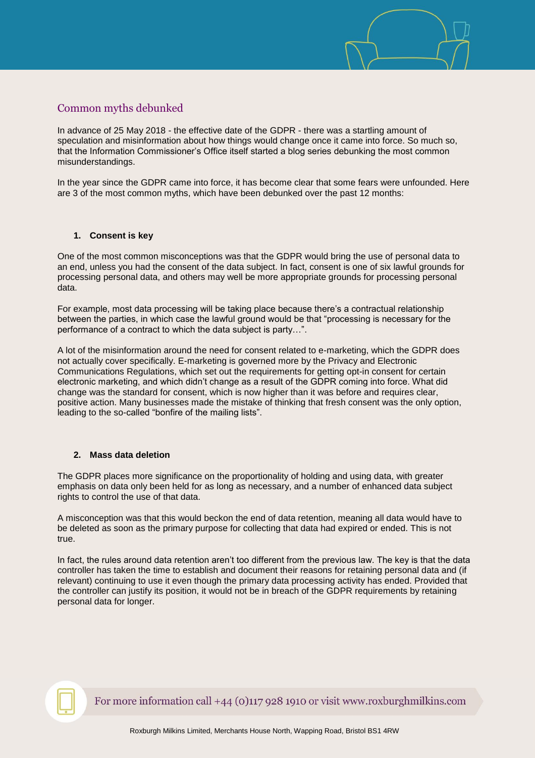## Common myths debunked

In advance of 25 May 2018 - the effective date of the GDPR - there was a startling amount of speculation and misinformation about how things would change once it came into force. So much so, that the Information Commissioner's Office itself started a blog series debunking the most common misunderstandings.

In the year since the GDPR came into force, it has become clear that some fears were unfounded. Here are 3 of the most common myths, which have been debunked over the past 12 months:

### 1. Consent is key

One of the most common misconceptions was that the GDPR would bring the use of personal data to an end, unless you had the consent of the data subject. In fact, consent is one of six lawful grounds for processing personal data, and others may well be more appropriate grounds for processing personal data.

For example, most data processing will be taking place because there's a contractual relationship between the parties, in which case the lawful ground would be that "processing is necessary for the performance of a contract to which the data subject is party…".

A lot of the misinformation around the need for consent related to e-marketing, which the GDPR does not actually cover specifically. E-marketing is governed more by the Privacy and Electronic Communications Regulations, which set out the requirements for getting opt-in consent for certain electronic marketing, and which didn't change as a result of the GDPR coming into force. What did change was the standard for consent, which is now higher than it was before and requires clear, positive action. Many businesses made the mistake of thinking that fresh consent was the only option, leading to the so-called "bonfire of the mailing lists".

### 2. Mass data deletion

The GDPR places more significance on the proportionality of holding and using data, with greater emphasis on data only been held for as long as necessary, and a number of enhanced data subject rights to control the use of that data.

A misconception was that this would beckon the end of data retention, meaning all data would have to be deleted as soon as the primary purpose for collecting that data had expired or ended. This is not true.

In fact, the rules around data retention aren't too different from the previous law. The key is that the data controller has taken the time to establish and document their reasons for retaining personal data and (if relevant) continuing to use it even though the primary data processing activity has ended. Provided that the controller can justify its position, it would not be in breach of the GDPR requirements by retaining personal data for longer.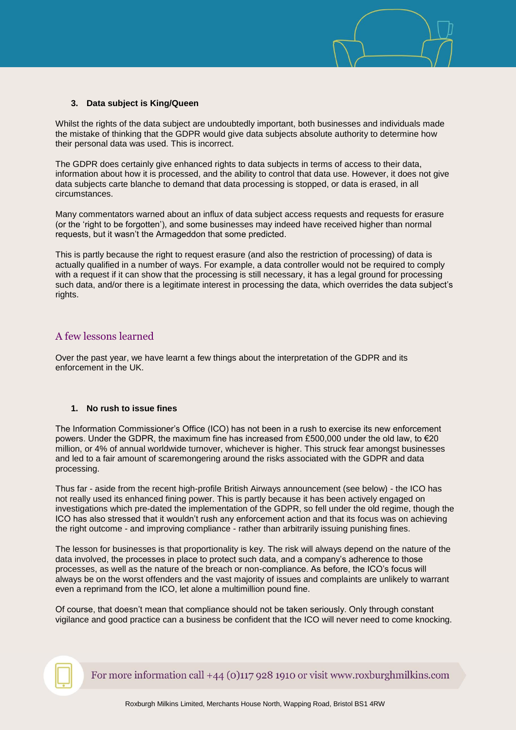### 3. Data subject is King/Queen

Whilst the rights of the data subject are undoubtedly important, both businesses and individuals made the mistake of thinking that the GDPR would give data subjects absolute authority to determine how their personal data was used. This is incorrect.

The GDPR does certainly give enhanced rights to data subjects in terms of access to their data, information about how it is processed, and the ability to control that data use. However, it does not give data subjects carte blanche to demand that data processing is stopped, or data is erased, in all circumstances.

Many commentators warned about an influx of data subject access requests and requests for erasure (or the 'right to be forgotten'), and some businesses may indeed have received higher than normal requests, but it wasn't the Armageddon that some predicted.

This is partly because the right to request erasure (and also the restriction of processing) of data is actually qualified in a number of ways. For example, a data controller would not be required to comply with a request if it can show that the processing is still necessary, it has a legal ground for processing such data, and/or there is a legitimate interest in processing the data, which overrides the data subject's rights.

## A few lessons learned

Over the past year, we have learnt a few things about the interpretation of the GDPR and its enforcement in the UK.

### 1. No rush to issue fines

The Information Commissioner's Office (ICO) has not been in a rush to exercise its new enforcement powers. Under the GDPR, the maximum fine has increased from £500,000 under the old law, to €20 million, or 4% of annual worldwide turnover, whichever is higher. This struck fear amongst businesses and led to a fair amount of scaremongering around the risks associated with the GDPR and data processing.

Thus far - aside from the recent high-profile British Airways announcement (see below) - the ICO has not really used its enhanced fining power. This is partly because it has been actively engaged on investigations which pre-dated the implementation of the GDPR, so fell under the old regime, though the ICO has also stressed that it wouldn't rush any enforcement action and that its focus was on achieving the right outcome - and improving compliance - rather than arbitrarily issuing punishing fines.

The lesson for businesses is that proportionality is key. The risk will always depend on the nature of the data involved, the processes in place to protect such data, and a company's adherence to those processes, as well as the nature of the breach or non-compliance. As before, the ICO's focus will always be on the worst offenders and the vast majority of issues and complaints are unlikely to warrant even a reprimand from the ICO, let alone a multimillion pound fine.

Of course, that doesn't mean that compliance should not be taken seriously. Only through constant vigilance and good practice can a business be confident that the ICO will never need to come knocking.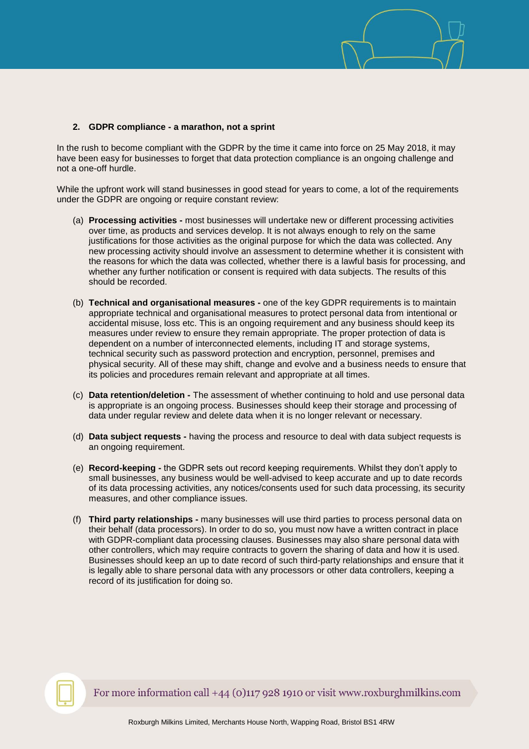## 2. GDPR compliance - a marathon, not a sprint

In the rush to become compliant with the GDPR by the time it came into force on 25 May 2018, it may have been easy for businesses to forget that data protection compliance is an ongoing challenge and not a one-off hurdle.

While the upfront work will stand businesses in good stead for years to come, a lot of the requirements under the GDPR are ongoing or require constant review:

(a) **Processing activities -** most businesses will undertake new or different processing activities over time, as products and services develop. It is not always enough to rely on the same justifications for those activities as the original purpose for which the data was collected. Any new processing activity should involve an assessment to determine whether it is consistent with the reasons for which the data was collected, whether there is a lawful basis for processing, and whether any further notification or consent is required with data subjects. The results of this should be recorded.

(b) **Technical and organisational measures -** one of the key GDPR requirements is to maintain appropriate technical and organisational measures to protect personal data from intentional or accidental misuse, loss etc. This is an ongoing requirement and any business should keep its measures under review to ensure they remain appropriate. The proper protection of data is dependent on a number of interconnected elements, including IT and storage systems, technical security such as password protection and encryption, personnel, premises and physical security. All of these may shift, change and evolve and a business needs to ensure that its policies and procedures remain relevant and appropriate at all times.

(c) **Data retention/deletion -** The assessment of whether continuing to hold and use personal data is appropriate is an ongoing process. Businesses should keep their storage and processing of data under regular review and delete data when it is no longer relevant or necessary.

(d) **Data subject requests -** having the process and resource to deal with data subject requests is an ongoing requirement.

(e) **Record-keeping -** the GDPR sets out record keeping requirements. Whilst they don't apply to small businesses, any business would be well-advised to keep accurate and up to date records of its data processing activities, any notices/consents used for such data processing, its security measures, and other compliance issues.

(f) **Third party relationships -** many businesses will use third parties to process personal data on their behalf (data processors). In order to do so, you must now have a written contract in place with GDPR-compliant data processing clauses. Businesses may also share personal data with other controllers, which may require contracts to govern the sharing of data and how it is used. Businesses should keep an up to date record of such third-party relationships and ensure that it is legally able to share personal data with any processors or other data controllers, keeping a record of its justification for doing so.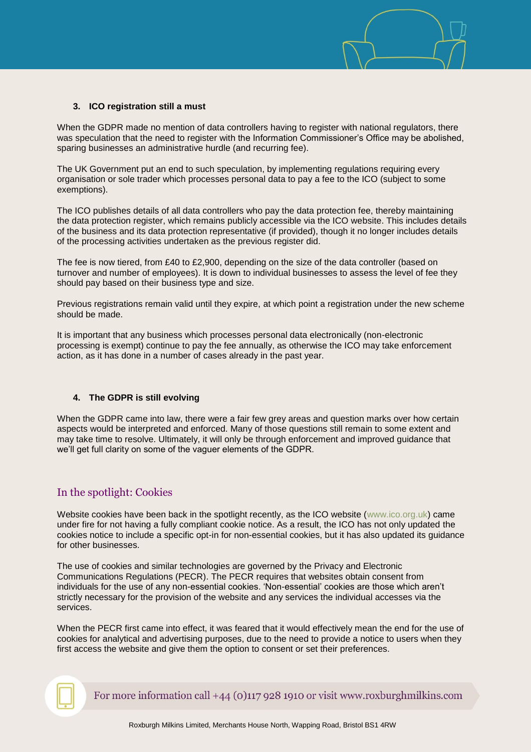### 3. ICO registration still a must

When the GDPR made no mention of data controllers having to register with national regulators, there was speculation that the need to register with the Information Commissioner's Office may be abolished, sparing businesses an administrative hurdle (and recurring fee).

The UK Government put an end to such speculation, by implementing regulations requiring every organisation or sole trader which processes personal data to pay a fee to the ICO (subject to some exemptions).

The ICO publishes details of all data controllers who pay the data protection fee, thereby maintaining the data protection register, which remains publicly accessible via the ICO website. This includes details of the business and its data protection representative (if provided), though it no longer includes details of the processing activities undertaken as the previous register did.

The fee is now tiered, from £40 to £2,900, depending on the size of the data controller (based on turnover and number of employees). It is down to individual businesses to assess the level of fee they should pay based on their business type and size.

Previous registrations remain valid until they expire, at which point a registration under the new scheme should be made.

It is important that any business which processes personal data electronically (non-electronic processing is exempt) continue to pay the fee annually, as otherwise the ICO may take enforcement action, as it has done in a number of cases already in the past year.

### 4. The GDPR is still evolving

When the GDPR came into law, there were a fair few grey areas and question marks over how certain aspects would be interpreted and enforced. Many of those questions still remain to some extent and may take time to resolve. Ultimately, it will only be through enforcement and improved guidance that we'll get full clarity on some of the vaguer elements of the GDPR.

## In the spotlight: Cookies

Website cookies have been back in the spotlight recently, as the ICO website (www.ico.org.uk) came under fire for not having a fully compliant cookie notice. As a result, the ICO has not only updated the cookies notice to include a specific opt-in for non-essential cookies, but it has also updated its guidance for other businesses.

The use of cookies and similar technologies are governed by the Privacy and Electronic Communications Regulations (PECR). The PECR requires that websites obtain consent from individuals for the use of any non-essential cookies. 'Non-essential' cookies are those which aren't strictly necessary for the provision of the website and any services the individual accesses via the services.

When the PECR first came into effect, it was feared that it would effectively mean the end for the use of cookies for analytical and advertising purposes, due to the need to provide a notice to users when they first access the website and give them the option to consent or set their preferences.

For more information call +44 (0)117 928 1910 or visit www.roxburghmilkins.com

Roxburgh Milkins Limited, Merchants House North, Wapping Road, Bristol BS1 4RW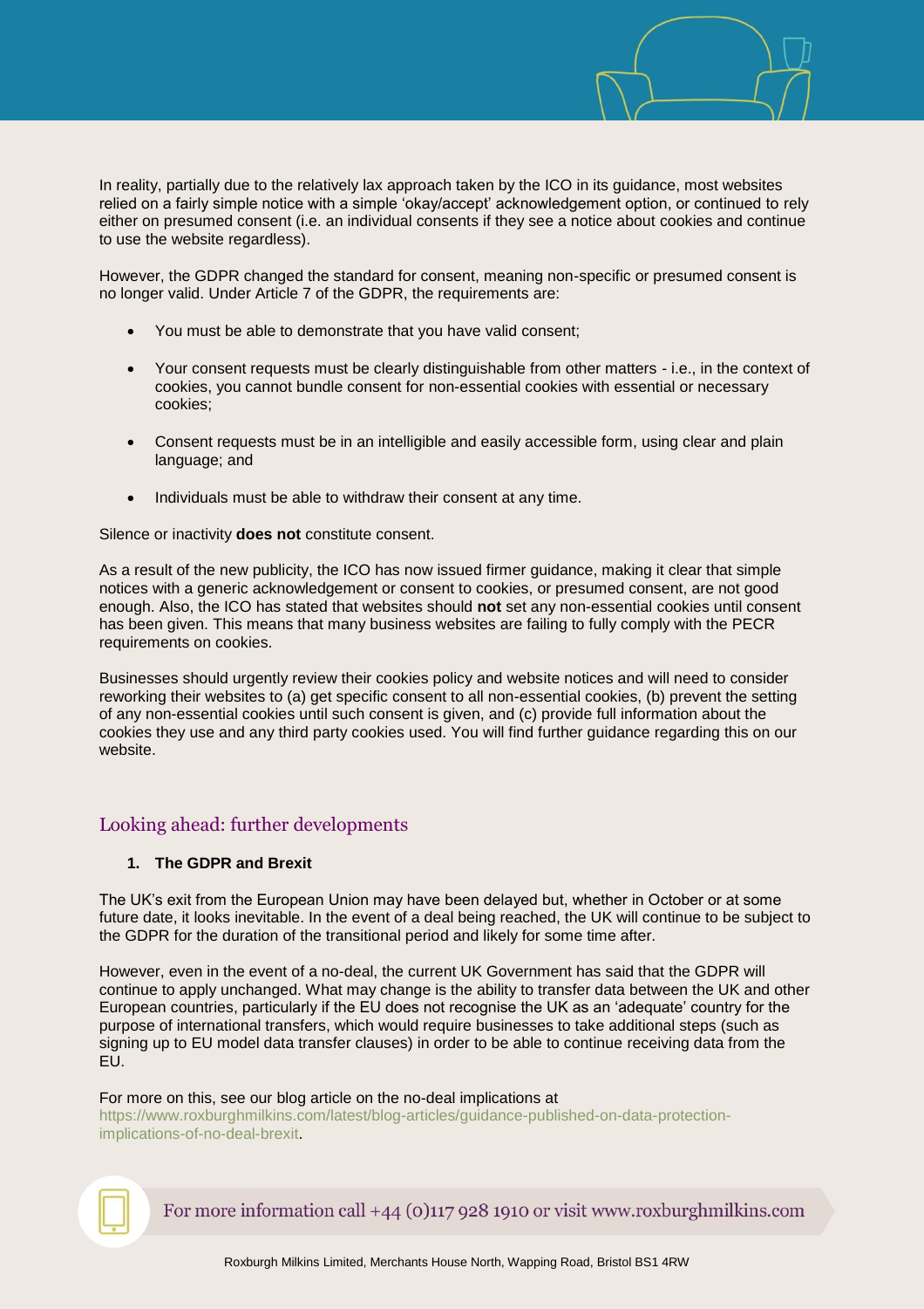In reality, partially due to the relatively lax approach taken by the ICO in its guidance, most websites relied on a fairly simple notice with a simple 'okay/accept' acknowledgement option, or continued to rely either on presumed consent (i.e. an individual consents if they see a notice about cookies and continue to use the website regardless).

However, the GDPR changed the standard for consent, meaning non-specific or presumed consent is no longer valid. Under Article 7 of the GDPR, the requirements are:

- You must be able to demonstrate that you have valid consent;
- Your consent requests must be clearly distinguishable from other matters - i.e., in the context of cookies, you cannot bundle consent for non-essential cookies with essential or necessary cookies;
- Consent requests must be in an intelligible and easily accessible form, using clear and plain language; and
- Individuals must be able to withdraw their consent at any time.

Silence or inactivity **does not** constitute consent.

As a result of the new publicity, the ICO has now issued firmer guidance, making it clear that simple notices with a generic acknowledgement or consent to cookies, or presumed consent, are not good enough. Also, the ICO has stated that websites should **not** set any non-essential cookies until consent has been given. This means that many business websites are failing to fully comply with the PECR requirements on cookies.

Businesses should urgently review their cookies policy and website notices and will need to consider reworking their websites to (a) get specific consent to all non-essential cookies, (b) prevent the setting of any non-essential cookies until such consent is given, and (c) provide full information about the cookies they use and any third party cookies used. You will find further guidance regarding this on our website.

## Looking ahead: further developments

### 1. The GDPR and Brexit

The UK's exit from the European Union may have been delayed but, whether in October or at some future date, it looks inevitable. In the event of a deal being reached, the UK will continue to be subject to the GDPR for the duration of the transitional period and likely for some time after.

However, even in the event of a no-deal, the current UK Government has said that the GDPR will continue to apply unchanged. What may change is the ability to transfer data between the UK and other European countries, particularly if the EU does not recognise the UK as an 'adequate' country for the purpose of international transfers, which would require businesses to take additional steps (such as signing up to EU model data transfer clauses) in order to be able to continue receiving data from the EU.

For more on this, see our blog article on the no-deal implications at https://www.roxburghmilkins.com/latest/blog-articles/guidance-published-on-data-protection-implications-of-no-deal-brexit.

For more information call +44 (0)117 928 1910 or visit www.roxburghmilkins.com

Roxburgh Milkins Limited, Merchants House North, Wapping Road, Bristol BS1 4RW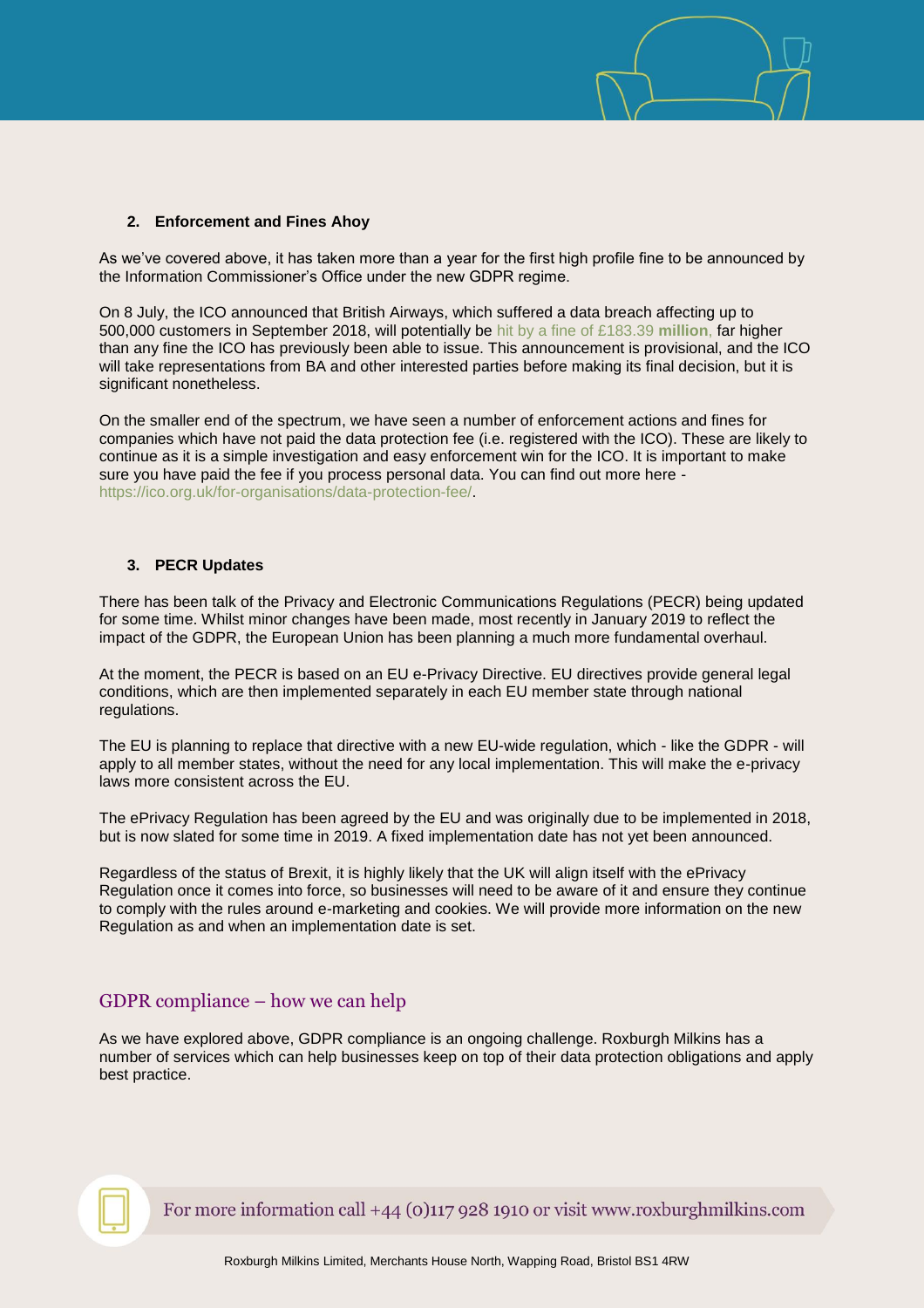### 2. Enforcement and Fines Ahoy

As we've covered above, it has taken more than a year for the first high profile fine to be announced by the Information Commissioner's Office under the new GDPR regime.

On 8 July, the ICO announced that British Airways, which suffered a data breach affecting up to 500,000 customers in September 2018, will potentially be hit by a fine of £183.39 **million**, far higher than any fine the ICO has previously been able to issue. This announcement is provisional, and the ICO will take representations from BA and other interested parties before making its final decision, but it is significant nonetheless.

On the smaller end of the spectrum, we have seen a number of enforcement actions and fines for companies which have not paid the data protection fee (i.e. registered with the ICO). These are likely to continue as it is a simple investigation and easy enforcement win for the ICO. It is important to make sure you have paid the fee if you process personal data. You can find out more here - https://ico.org.uk/for-organisations/data-protection-fee/.

### 3. PECR Updates

There has been talk of the Privacy and Electronic Communications Regulations (PECR) being updated for some time. Whilst minor changes have been made, most recently in January 2019 to reflect the impact of the GDPR, the European Union has been planning a much more fundamental overhaul.

At the moment, the PECR is based on an EU e-Privacy Directive. EU directives provide general legal conditions, which are then implemented separately in each EU member state through national regulations.

The EU is planning to replace that directive with a new EU-wide regulation, which - like the GDPR - will apply to all member states, without the need for any local implementation. This will make the e-privacy laws more consistent across the EU.

The ePrivacy Regulation has been agreed by the EU and was originally due to be implemented in 2018, but is now slated for some time in 2019. A fixed implementation date has not yet been announced.

Regardless of the status of Brexit, it is highly likely that the UK will align itself with the ePrivacy Regulation once it comes into force, so businesses will need to be aware of it and ensure they continue to comply with the rules around e-marketing and cookies. We will provide more information on the new Regulation as and when an implementation date is set.

## GDPR compliance – how we can help

As we have explored above, GDPR compliance is an ongoing challenge. Roxburgh Milkins has a number of services which can help businesses keep on top of their data protection obligations and apply best practice.

For more information call +44 (0)117 928 1910 or visit www.roxburghmilkins.com

Roxburgh Milkins Limited, Merchants House North, Wapping Road, Bristol BS1 4RW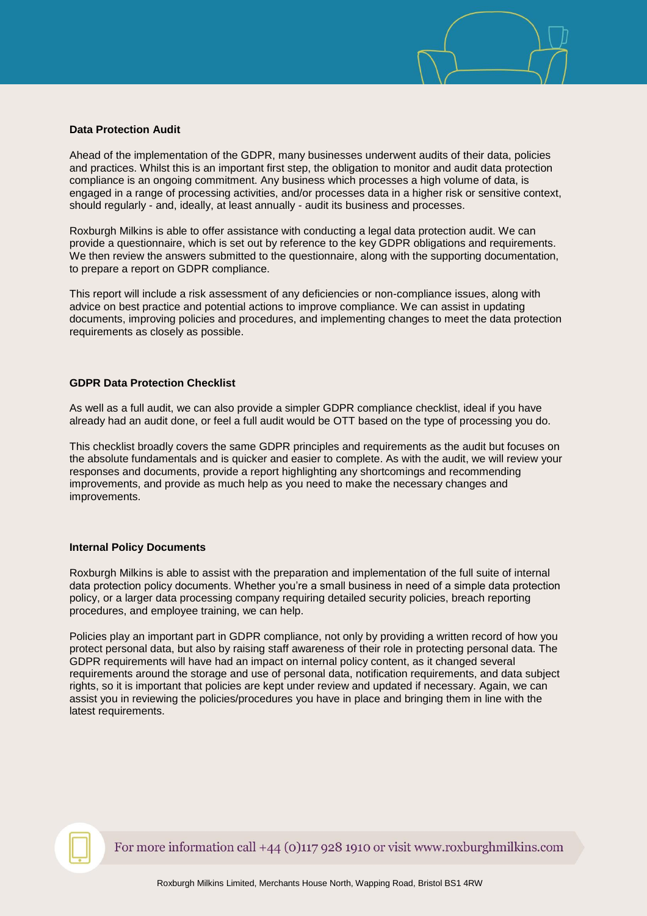## Data Protection Audit

Ahead of the implementation of the GDPR, many businesses underwent audits of their data, policies and practices. Whilst this is an important first step, the obligation to monitor and audit data protection compliance is an ongoing commitment. Any business which processes a high volume of data, is engaged in a range of processing activities, and/or processes data in a higher risk or sensitive context, should regularly - and, ideally, at least annually - audit its business and processes.

Roxburgh Milkins is able to offer assistance with conducting a legal data protection audit. We can provide a questionnaire, which is set out by reference to the key GDPR obligations and requirements. We then review the answers submitted to the questionnaire, along with the supporting documentation, to prepare a report on GDPR compliance.

This report will include a risk assessment of any deficiencies or non-compliance issues, along with advice on best practice and potential actions to improve compliance. We can assist in updating documents, improving policies and procedures, and implementing changes to meet the data protection requirements as closely as possible.

## GDPR Data Protection Checklist

As well as a full audit, we can also provide a simpler GDPR compliance checklist, ideal if you have already had an audit done, or feel a full audit would be OTT based on the type of processing you do.

This checklist broadly covers the same GDPR principles and requirements as the audit but focuses on the absolute fundamentals and is quicker and easier to complete. As with the audit, we will review your responses and documents, provide a report highlighting any shortcomings and recommending improvements, and provide as much help as you need to make the necessary changes and improvements.

## Internal Policy Documents

Roxburgh Milkins is able to assist with the preparation and implementation of the full suite of internal data protection policy documents. Whether you're a small business in need of a simple data protection policy, or a larger data processing company requiring detailed security policies, breach reporting procedures, and employee training, we can help.

Policies play an important part in GDPR compliance, not only by providing a written record of how you protect personal data, but also by raising staff awareness of their role in protecting personal data. The GDPR requirements will have had an impact on internal policy content, as it changed several requirements around the storage and use of personal data, notification requirements, and data subject rights, so it is important that policies are kept under review and updated if necessary. Again, we can assist you in reviewing the policies/procedures you have in place and bringing them in line with the latest requirements.

For more information call +44 (0)117 928 1910 or visit www.roxburghmilkins.com

Roxburgh Milkins Limited, Merchants House North, Wapping Road, Bristol BS1 4RW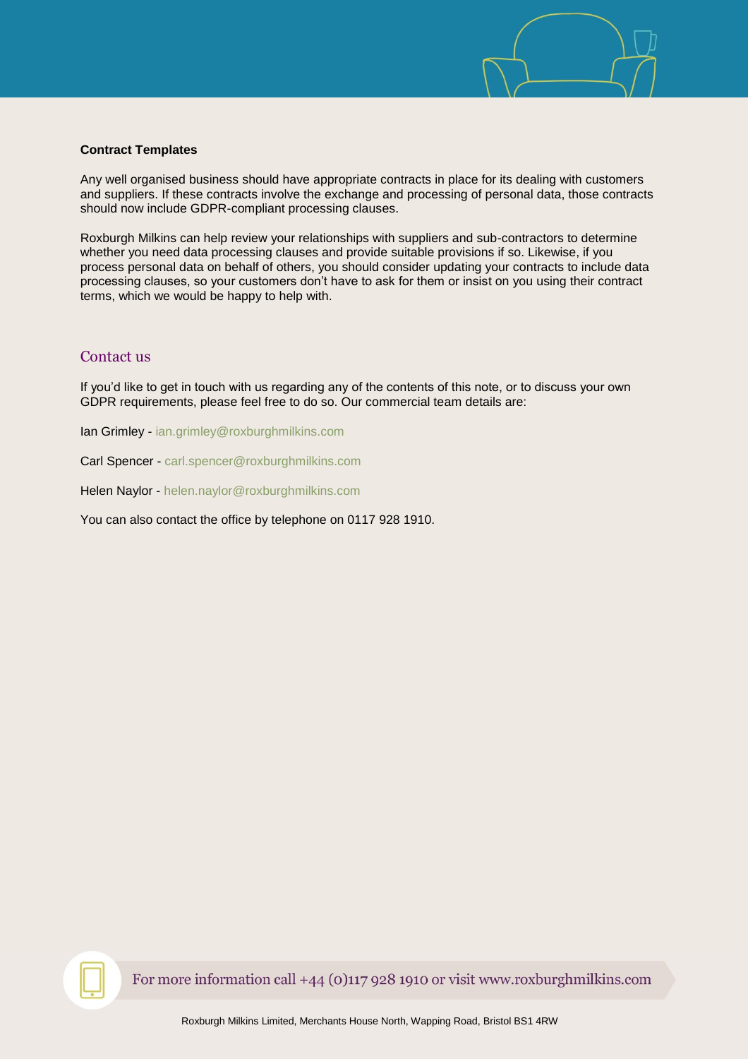**Contract Templates**

Any well organised business should have appropriate contracts in place for its dealing with customers and suppliers. If these contracts involve the exchange and processing of personal data, those contracts should now include GDPR-compliant processing clauses.

Roxburgh Milkins can help review your relationships with suppliers and sub-contractors to determine whether you need data processing clauses and provide suitable provisions if so. Likewise, if you process personal data on behalf of others, you should consider updating your contracts to include data processing clauses, so your customers don't have to ask for them or insist on you using their contract terms, which we would be happy to help with.

## Contact us

If you'd like to get in touch with us regarding any of the contents of this note, or to discuss your own GDPR requirements, please feel free to do so. Our commercial team details are:

Ian Grimley - ian.grimley@roxburghmilkins.com

Carl Spencer - carl.spencer@roxburghmilkins.com

Helen Naylor - helen.naylor@roxburghmilkins.com

You can also contact the office by telephone on 0117 928 1910.